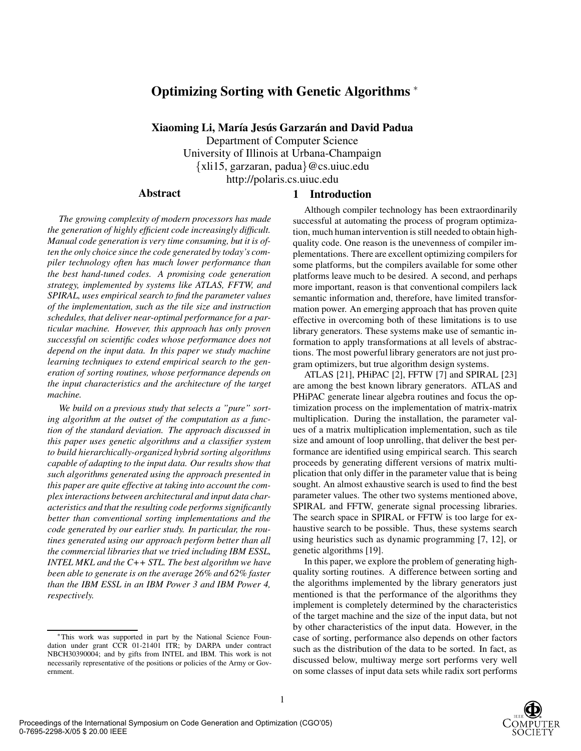# Optimizing Sorting with Genetic Algorithms *

**Xiaoming Li, María Jesús Garzarán and David Padua**
Department of Computer Science
University of Illinois at Urbana-Champaign
{xli15, garzaran, padua}@cs.uiuc.edu
http://polaris.cs.uiuc.edu

## Abstract

*The growing complexity of modern processors has made the generation of highly efficient code increasingly difficult. Manual code generation is very time consuming, but it is often the only choice since the code generated by today's compiler technology often has much lower performance than the best hand-tuned codes. A promising code generation strategy, implemented by systems like ATLAS, FFTW, and SPIRAL, uses empirical search to find the parameter values of the implementation, such as the tile size and instruction schedules, that deliver near-optimal performance for a particular machine. However, this approach has only proven successful on scientific codes whose performance does not depend on the input data. In this paper we study machine learning techniques to extend empirical search to the generation of sorting routines, whose performance depends on the input characteristics and the architecture of the target machine.*

*We build on a previous study that selects a "pure" sorting algorithm at the outset of the computation as a function of the standard deviation. The approach discussed in this paper uses genetic algorithms and a classifier system to build hierarchically-organized hybrid sorting algorithms capable of adapting to the input data. Our results show that such algorithms generated using the approach presented in this paper are quite effective at taking into account the complex interactions between architectural and input data characteristics and that the resulting code performs significantly better than conventional sorting implementations and the code generated by our earlier study. In particular, the routines generated using our approach perform better than all the commercial libraries that we tried including IBM ESSL, INTEL MKL and the C++ STL. The best algorithm we have been able to generate is on the average 26% and 62% faster than the IBM ESSL in an IBM Power 3 and IBM Power 4, respectively.*

*This work was supported in part by the National Science Foundation under grant CCR 01-21401 ITR; by DARPA under contract NBCH30390004; and by gifts from INTEL and IBM. This work is not necessarily representative of the positions or policies of the Army or Government.

## 1 Introduction

Although compiler technology has been extraordinarily successful at automating the process of program optimization, much human intervention is still needed to obtain high-quality code. One reason is the unevenness of compiler implementations. There are excellent optimizing compilers for some platforms, but the compilers available for some other platforms leave much to be desired. A second, and perhaps more important, reason is that conventional compilers lack semantic information and, therefore, have limited transformation power. An emerging approach that has proven quite effective in overcoming both of these limitations is to use library generators. These systems make use of semantic information to apply transformations at all levels of abstractions. The most powerful library generators are not just program optimizers, but true algorithm design systems.

ATLAS [21], PHiPAC [2], FFTW [7] and SPIRAL [23] are among the best known library generators. ATLAS and PHiPAC generate linear algebra routines and focus the optimization process on the implementation of matrix-matrix multiplication. During the installation, the parameter values of a matrix multiplication implementation, such as tile size and amount of loop unrolling, that deliver the best performance are identified using empirical search. This search proceeds by generating different versions of matrix multiplication that only differ in the parameter value that is being sought. An almost exhaustive search is used to find the best parameter values. The other two systems mentioned above, SPIRAL and FFTW, generate signal processing libraries. The search space in SPIRAL or FFTW is too large for exhaustive search to be possible. Thus, these systems search using heuristics such as dynamic programming [7, 12], or genetic algorithms [19].

In this paper, we explore the problem of generating high-quality sorting routines. A difference between sorting and the algorithms implemented by the library generators just mentioned is that the performance of the algorithms they implement is completely determined by the characteristics of the target machine and the size of the input data, but not by other characteristics of the input data. However, in the case of sorting, performance also depends on other factors such as the distribution of the data to be sorted. In fact, as discussed below, multiway merge sort performs very well on some classes of input data sets while radix sort performs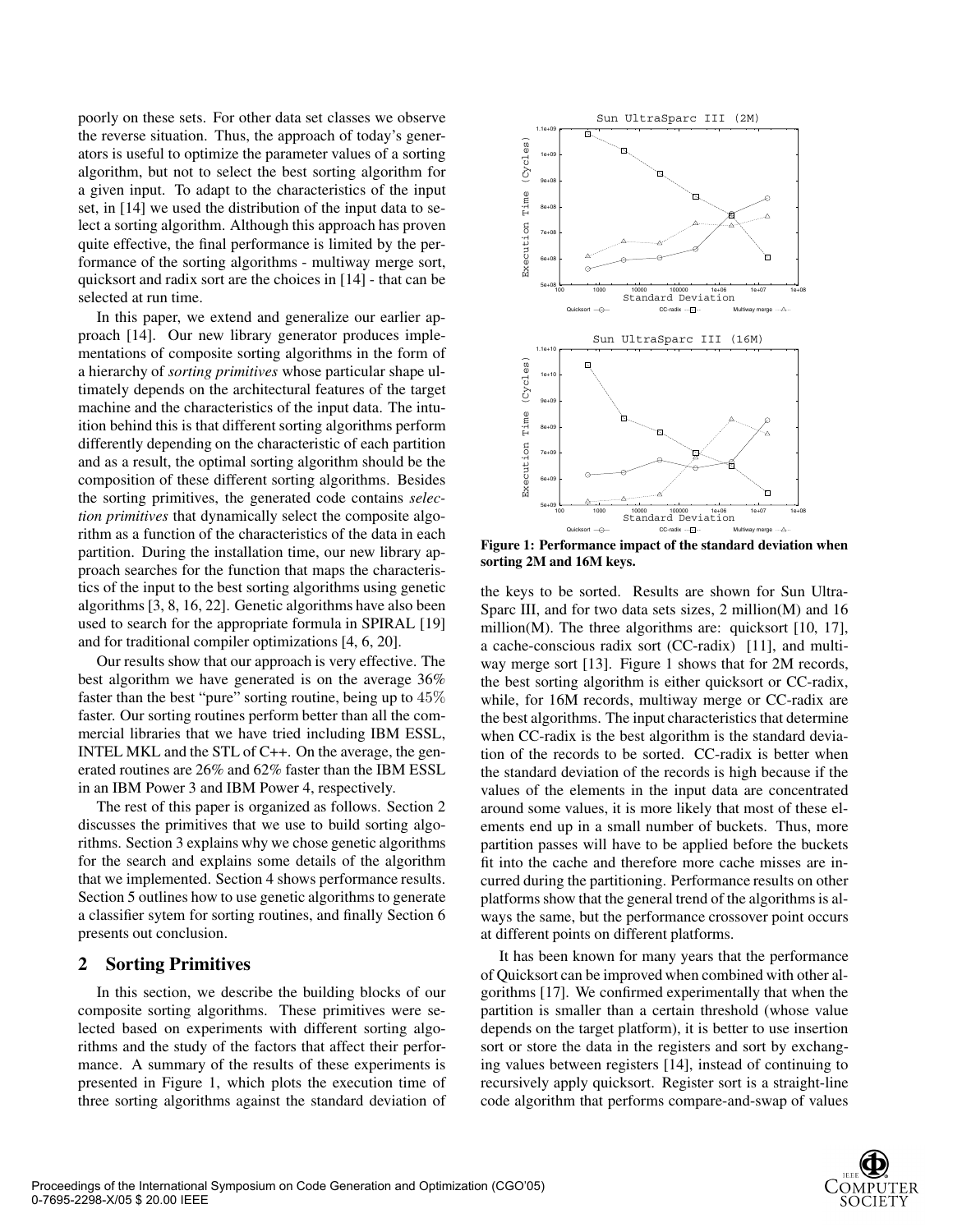poorly on these sets. For other data set classes we observe the reverse situation. Thus, the approach of today's generators is useful to optimize the parameter values of a sorting algorithm, but not to select the best sorting algorithm for a given input. To adapt to the characteristics of the input set, in [14] we used the distribution of the input data to select a sorting algorithm. Although this approach has proven quite effective, the final performance is limited by the performance of the sorting algorithms - multiway merge sort, quicksort and radix sort are the choices in [14] - that can be selected at run time.

In this paper, we extend and generalize our earlier approach [14]. Our new library generator produces implementations of composite sorting algorithms in the form of a hierarchy of *sorting primitives* whose particular shape ultimately depends on the architectural features of the target machine and the characteristics of the input data. The intuition behind this is that different sorting algorithms perform differently depending on the characteristic of each partition and as a result, the optimal sorting algorithm should be the composition of these different sorting algorithms. Besides the sorting primitives, the generated code contains *selection primitives* that dynamically select the composite algorithm as a function of the characteristics of the data in each partition. During the installation time, our new library approach searches for the function that maps the characteristics of the input to the best sorting algorithms using genetic algorithms [3, 8, 16, 22]. Genetic algorithms have also been used to search for the appropriate formula in SPIRAL [19] and for traditional compiler optimizations [4, 6, 20].

Our results show that our approach is very effective. The best algorithm we have generated is on the average 36% faster than the best "pure" sorting routine, being up to 45% faster. Our sorting routines perform better than all the commercial libraries that we have tried including IBM ESSL, INTEL MKL and the STL of C++. On the average, the generated routines are 26% and 62% faster than the IBM ESSL in an IBM Power 3 and IBM Power 4, respectively.

The rest of this paper is organized as follows. Section 2 discusses the primitives that we use to build sorting algorithms. Section 3 explains why we chose genetic algorithms for the search and explains some details of the algorithm that we implemented. Section 4 shows performance results. Section 5 outlines how to use genetic algorithms to generate a classifier sytem for sorting routines, and finally Section 6 presents out conclusion.

## 2 Sorting Primitives

In this section, we describe the building blocks of our composite sorting algorithms. These primitives were selected based on experiments with different sorting algorithms and the study of the factors that affect their performance. A summary of the results of these experiments is presented in Figure 1, which plots the execution time of three sorting algorithms against the standard deviation of the keys to be sorted. Results are shown for Sun UltraSparc III, and for two data sets sizes, 2 million(M) and 16 million(M). The three algorithms are: quicksort [10, 17], a cache-conscious radix sort (CC-radix) [11], and multiway merge sort [13]. Figure 1 shows that for 2M records, the best sorting algorithm is either quicksort or CC-radix, while, for 16M records, multiway merge or CC-radix are the best algorithms. The input characteristics that determine when CC-radix is the best algorithm is the standard deviation of the records to be sorted. CC-radix is better when the standard deviation of the records is high because if the values of the elements in the input data are concentrated around some values, it is more likely that most of these elements end up in a small number of buckets. Thus, more partition passes will have to be applied before the buckets fit into the cache and therefore more cache misses are incurred during the partitioning. Performance results on other platforms show that the general trend of the algorithms is always the same, but the performance crossover point occurs at different points on different platforms.

**Figure 1: Performance impact of the standard deviation when sorting 2M and 16M keys.**

It has been known for many years that the performance of Quicksort can be improved when combined with other algorithms [17]. We confirmed experimentally that when the partition is smaller than a certain threshold (whose value depends on the target platform), it is better to use insertion sort or store the data in the registers and sort by exchanging values between registers [14], instead of continuing to recursively apply quicksort. Register sort is a straight-line code algorithm that performs compare-and-swap of values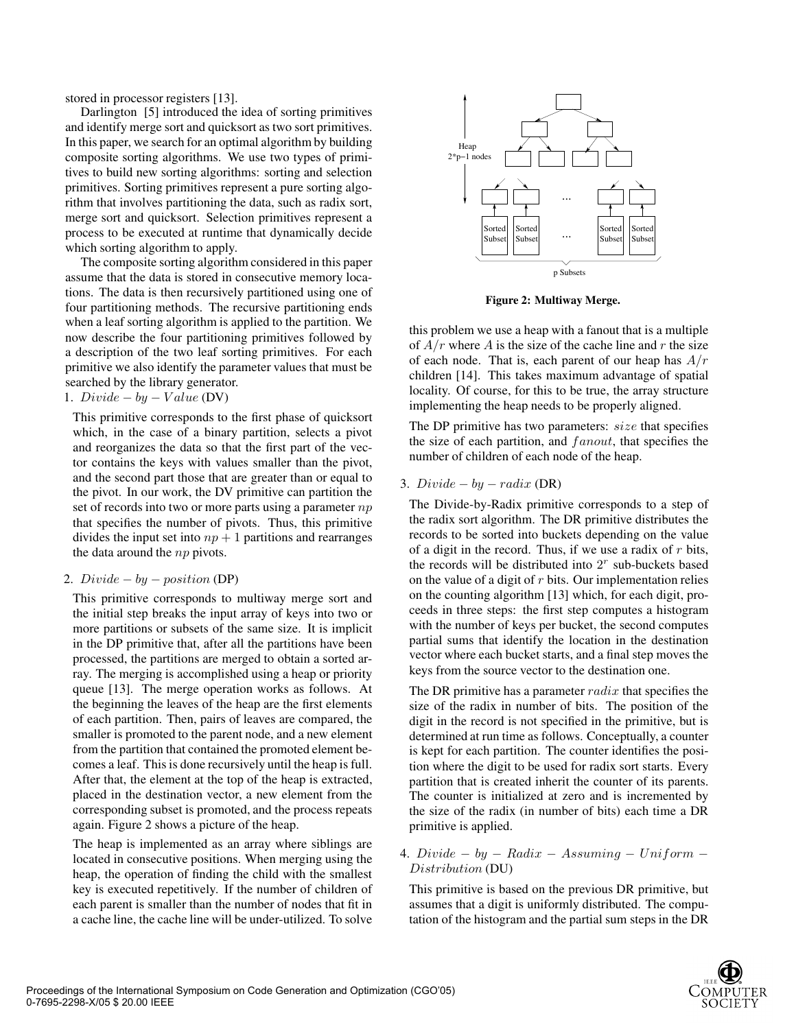stored in processor registers [13].

Darlington [5] introduced the idea of sorting primitives and identify merge sort and quicksort as two sort primitives. In this paper, we search for an optimal algorithm by building composite sorting algorithms. We use two types of primitives to build new sorting algorithms: sorting and selection primitives. Sorting primitives represent a pure sorting algorithm that involves partitioning the data, such as radix sort, merge sort and quicksort. Selection primitives represent a process to be executed at runtime that dynamically decide which sorting algorithm to apply.

The composite sorting algorithm considered in this paper assume that the data is stored in consecutive memory locations. The data is then recursively partitioned using one of four partitioning methods. The recursive partitioning ends when a leaf sorting algorithm is applied to the partition. We now describe the four partitioning primitives followed by a description of the two leaf sorting primitives. For each primitive we also identify the parameter values that must be searched by the library generator.

1. $Divide-by-Value$ (DV)

   This primitive corresponds to the first phase of quicksort which, in the case of a binary partition, selects a pivot and reorganizes the data so that the first part of the vector contains the keys with values smaller than the pivot, and the second part those that are greater than or equal to the pivot. In our work, the DV primitive can partition the set of records into two or more parts using a parameter $np$ that specifies the number of pivots. Thus, this primitive divides the input set into $np + 1$ partitions and rearranges the data around the $np$ pivots.

2. $Divide-by-position$ (DP)

   This primitive corresponds to multiway merge sort and the initial step breaks the input array of keys into two or more partitions or subsets of the same size. It is implicit in the DP primitive that, after all the partitions have been processed, the partitions are merged to obtain a sorted array. The merging is accomplished using a heap or priority queue [13]. The merge operation works as follows. At the beginning the leaves of the heap are the first elements of each partition. Then, pairs of leaves are compared, the smaller is promoted to the parent node, and a new element from the partition that contained the promoted element becomes a leaf. This is done recursively until the heap is full. After that, the element at the top of the heap is extracted, placed in the destination vector, a new element from the corresponding subset is promoted, and the process repeats again. Figure 2 shows a picture of the heap.

   The heap is implemented as an array where siblings are located in consecutive positions. When merging using the heap, the operation of finding the child with the smallest key is executed repetitively. If the number of children of each parent is smaller than the number of nodes that fit in a cache line, the cache line will be under-utilized. To solve this problem we use a heap with a fanout that is a multiple of $A/r$ where $A$ is the size of the cache line and $r$ the size of each node. That is, each parent of our heap has $A/r$ children [14]. This takes maximum advantage of spatial locality. Of course, for this to be true, the array structure implementing the heap needs to be properly aligned.

   The DP primitive has two parameters: $size$ that specifies the size of each partition, and $fanout$, that specifies the number of children of each node of the heap.

Heap 2*p−1 nodes — Sorted Subset ... Sorted Subset — p Subsets

**Figure 2: Multiway Merge.**

3. $Divide-by-radix$ (DR)

   The Divide-by-Radix primitive corresponds to a step of the radix sort algorithm. The DR primitive distributes the records to be sorted into buckets depending on the value of a digit in the record. Thus, if we use a radix of $r$ bits, the records will be distributed into $2^r$ sub-buckets based on the value of a digit of $r$ bits. Our implementation relies on the counting algorithm [13] which, for each digit, proceeds in three steps: the first step computes a histogram with the number of keys per bucket, the second computes partial sums that identify the location in the destination vector where each bucket starts, and a final step moves the keys from the source vector to the destination one.

   The DR primitive has a parameter $radix$ that specifies the size of the radix in number of bits. The position of the digit in the record is not specified in the primitive, but is determined at run time as follows. Conceptually, a counter is kept for each partition. The counter identifies the position where the digit to be used for radix sort starts. Every partition that is created inherit the counter of its parents. The counter is initialized at zero and is incremented by the size of the radix (in number of bits) each time a DR primitive is applied.

4. $Divide-by-Radix-Assuming-Uniform-Distribution$ (DU)

   This primitive is based on the previous DR primitive, but assumes that a digit is uniformly distributed. The computation of the histogram and the partial sum steps in the DR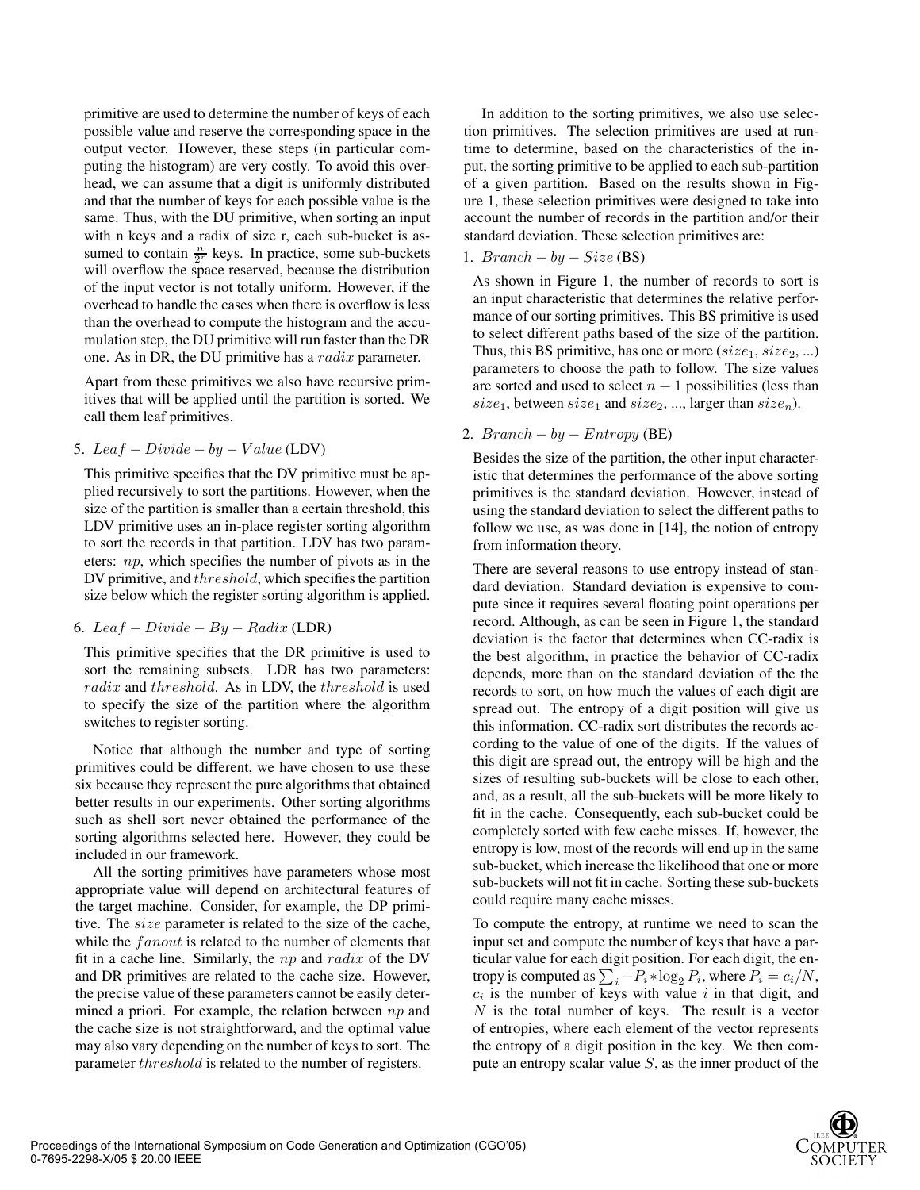primitive are used to determine the number of keys of each possible value and reserve the corresponding space in the output vector. However, these steps (in particular computing the histogram) are very costly. To avoid this overhead, we can assume that a digit is uniformly distributed and that the number of keys for each possible value is the same. Thus, with the DU primitive, when sorting an input with n keys and a radix of size r, each sub-bucket is assumed to contain $\frac{n}{2^r}$ keys. In practice, some sub-buckets will overflow the space reserved, because the distribution of the input vector is not totally uniform. However, if the overhead to handle the cases when there is overflow is less than the overhead to compute the histogram and the accumulation step, the DU primitive will run faster than the DR one. As in DR, the DU primitive has a $radix$ parameter.

Apart from these primitives we also have recursive primitives that will be applied until the partition is sorted. We call them leaf primitives.

5. $Leaf-Divide-by-Value$ (LDV)

   This primitive specifies that the DV primitive must be applied recursively to sort the partitions. However, when the size of the partition is smaller than a certain threshold, this LDV primitive uses an in-place register sorting algorithm to sort the records in that partition. LDV has two parameters: $np$, which specifies the number of pivots as in the DV primitive, and $threshold$, which specifies the partition size below which the register sorting algorithm is applied.

6. $Leaf-Divide-By-Radix$ (LDR)

   This primitive specifies that the DR primitive is used to sort the remaining subsets. LDR has two parameters: $radix$ and $threshold$. As in LDV, the $threshold$ is used to specify the size of the partition where the algorithm switches to register sorting.

Notice that although the number and type of sorting primitives could be different, we have chosen to use these six because they represent the pure algorithms that obtained better results in our experiments. Other sorting algorithms such as shell sort never obtained the performance of the sorting algorithms selected here. However, they could be included in our framework.

All the sorting primitives have parameters whose most appropriate value will depend on architectural features of the target machine. Consider, for example, the DP primitive. The $size$ parameter is related to the size of the cache, while the $fanout$ is related to the number of elements that fit in a cache line. Similarly, the $np$ and $radix$ of the DV and DR primitives are related to the cache size. However, the precise value of these parameters cannot be easily determined a priori. For example, the relation between $np$ and the cache size is not straightforward, and the optimal value may also vary depending on the number of keys to sort. The parameter $threshold$ is related to the number of registers.

In addition to the sorting primitives, we also use selection primitives. The selection primitives are used at runtime to determine, based on the characteristics of the input, the sorting primitive to be applied to each sub-partition of a given partition. Based on the results shown in Figure 1, these selection primitives were designed to take into account the number of records in the partition and/or their standard deviation. These selection primitives are:

1. $Branch-by-Size$ (BS)

   As shown in Figure 1, the number of records to sort is an input characteristic that determines the relative performance of our sorting primitives. This BS primitive is used to select different paths based of the size of the partition. Thus, this BS primitive, has one or more ($size_1$, $size_2$, ...) parameters to choose the path to follow. The size values are sorted and used to select $n+1$ possibilities (less than $size_1$, between $size_1$ and $size_2$, ..., larger than $size_n$).

2. $Branch-by-Entropy$ (BE)

   Besides the size of the partition, the other input characteristic that determines the performance of the above sorting primitives is the standard deviation. However, instead of using the standard deviation to select the different paths to follow we use, as was done in [14], the notion of entropy from information theory.

   There are several reasons to use entropy instead of standard deviation. Standard deviation is expensive to compute since it requires several floating point operations per record. Although, as can be seen in Figure 1, the standard deviation is the factor that determines when CC-radix is the best algorithm, in practice the behavior of CC-radix depends, more than on the standard deviation of the the records to sort, on how much the values of each digit are spread out. The entropy of a digit position will give us this information. CC-radix sort distributes the records according to the value of one of the digits. If the values of this digit are spread out, the entropy will be high and the sizes of resulting sub-buckets will be close to each other, and, as a result, all the sub-buckets will be more likely to fit in the cache. Consequently, each sub-bucket could be completely sorted with few cache misses. If, however, the entropy is low, most of the records will end up in the same sub-bucket, which increase the likelihood that one or more sub-buckets will not fit in cache. Sorting these sub-buckets could require many cache misses.

   To compute the entropy, at runtime we need to scan the input set and compute the number of keys that have a particular value for each digit position. For each digit, the entropy is computed as $\sum_i -P_i * \log_2 P_i$, where $P_i = c_i/N$, $c_i$ is the number of keys with value $i$ in that digit, and $N$ is the total number of keys. The result is a vector of entropies, where each element of the vector represents the entropy of a digit position in the key. We then compute an entropy scalar value $S$, as the inner product of the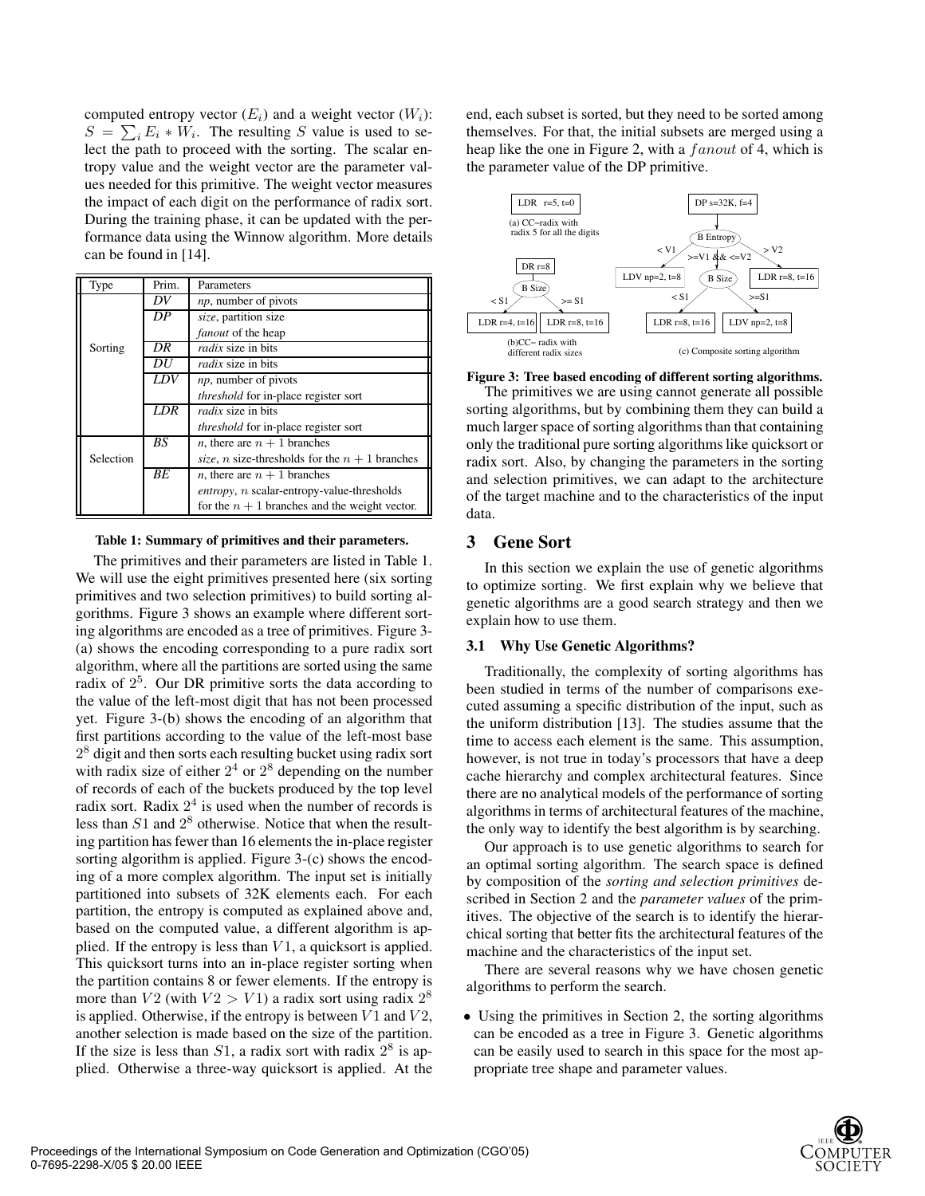computed entropy vector ($E_i$) and a weight vector ($W_i$): $S = \sum_i E_i * W_i$. The resulting $S$ value is used to select the path to proceed with the sorting. The scalar entropy value and the weight vector are the parameter values needed for this primitive. The weight vector measures the impact of each digit on the performance of radix sort. During the training phase, it can be updated with the performance data using the Winnow algorithm. More details can be found in [14].

| Type | Prim. | Parameters |
|---|---|---|
| Sorting | *DV* | *np*, number of pivots |
| | *DP* | *size*, partition size |
| | | *fanout* of the heap |
| | *DR* | *radix* size in bits |
| | *DU* | *radix* size in bits |
| | *LDV* | *np*, number of pivots |
| | | *threshold* for in-place register sort |
| | *LDR* | *radix* size in bits |
| | | *threshold* for in-place register sort |
| Selection | *BS* | *n*, there are $n+1$ branches |
| | | *size*, $n$ size-thresholds for the $n+1$ branches |
| | *BE* | *n*, there are $n+1$ branches |
| | | *entropy*, $n$ scalar-entropy-value-thresholds |
| | | for the $n+1$ branches and the weight vector. |

**Table 1: Summary of primitives and their parameters.**

The primitives and their parameters are listed in Table 1. We will use the eight primitives presented here (six sorting primitives and two selection primitives) to build sorting algorithms. Figure 3 shows an example where different sorting algorithms are encoded as a tree of primitives. Figure 3-(a) shows the encoding corresponding to a pure radix sort algorithm, where all the partitions are sorted using the same radix of $2^5$. Our DR primitive sorts the data according to the value of the left-most digit that has not been processed yet. Figure 3-(b) shows the encoding of an algorithm that first partitions according to the value of the left-most base $2^8$ digit and then sorts each resulting bucket using radix sort with radix size of either $2^4$ or $2^8$ depending on the number of records of each of the buckets produced by the top level radix sort. Radix $2^4$ is used when the number of records is less than $S1$ and $2^8$ otherwise. Notice that when the resulting partition has fewer than 16 elements the in-place register sorting algorithm is applied. Figure 3-(c) shows the encoding of a more complex algorithm. The input set is initially partitioned into subsets of 32K elements each. For each partition, the entropy is computed as explained above and, based on the computed value, a different algorithm is applied. If the entropy is less than $V1$, a quicksort is applied. This quicksort turns into an in-place register sorting when the partition contains 8 or fewer elements. If the entropy is more than $V2$ (with $V2 > V1$) a radix sort using radix $2^8$ is applied. Otherwise, if the entropy is between $V1$ and $V2$, another selection is made based on the size of the partition. If the size is less than $S1$, a radix sort with radix $2^8$ is applied. Otherwise a three-way quicksort is applied. At the end, each subset is sorted, but they need to be sorted among themselves. For that, the initial subsets are merged using a heap like the one in Figure 2, with a $fanout$ of 4, which is the parameter value of the DP primitive.

**Figure 3: Tree based encoding of different sorting algorithms.**

The primitives we are using cannot generate all possible sorting algorithms, but by combining them they can build a much larger space of sorting algorithms than that containing only the traditional pure sorting algorithms like quicksort or radix sort. Also, by changing the parameters in the sorting and selection primitives, we can adapt to the architecture of the target machine and to the characteristics of the input data.

## 3 Gene Sort

In this section we explain the use of genetic algorithms to optimize sorting. We first explain why we believe that genetic algorithms are a good search strategy and then we explain how to use them.

### 3.1 Why Use Genetic Algorithms?

Traditionally, the complexity of sorting algorithms has been studied in terms of the number of comparisons executed assuming a specific distribution of the input, such as the uniform distribution [13]. The studies assume that the time to access each element is the same. This assumption, however, is not true in today's processors that have a deep cache hierarchy and complex architectural features. Since there are no analytical models of the performance of sorting algorithms in terms of architectural features of the machine, the only way to identify the best algorithm is by searching.

Our approach is to use genetic algorithms to search for an optimal sorting algorithm. The search space is defined by composition of the *sorting and selection primitives* described in Section 2 and the *parameter values* of the primitives. The objective of the search is to identify the hierarchical sorting that better fits the architectural features of the machine and the characteristics of the input set.

There are several reasons why we have chosen genetic algorithms to perform the search.

- Using the primitives in Section 2, the sorting algorithms can be encoded as a tree in Figure 3. Genetic algorithms can be easily used to search in this space for the most appropriate tree shape and parameter values.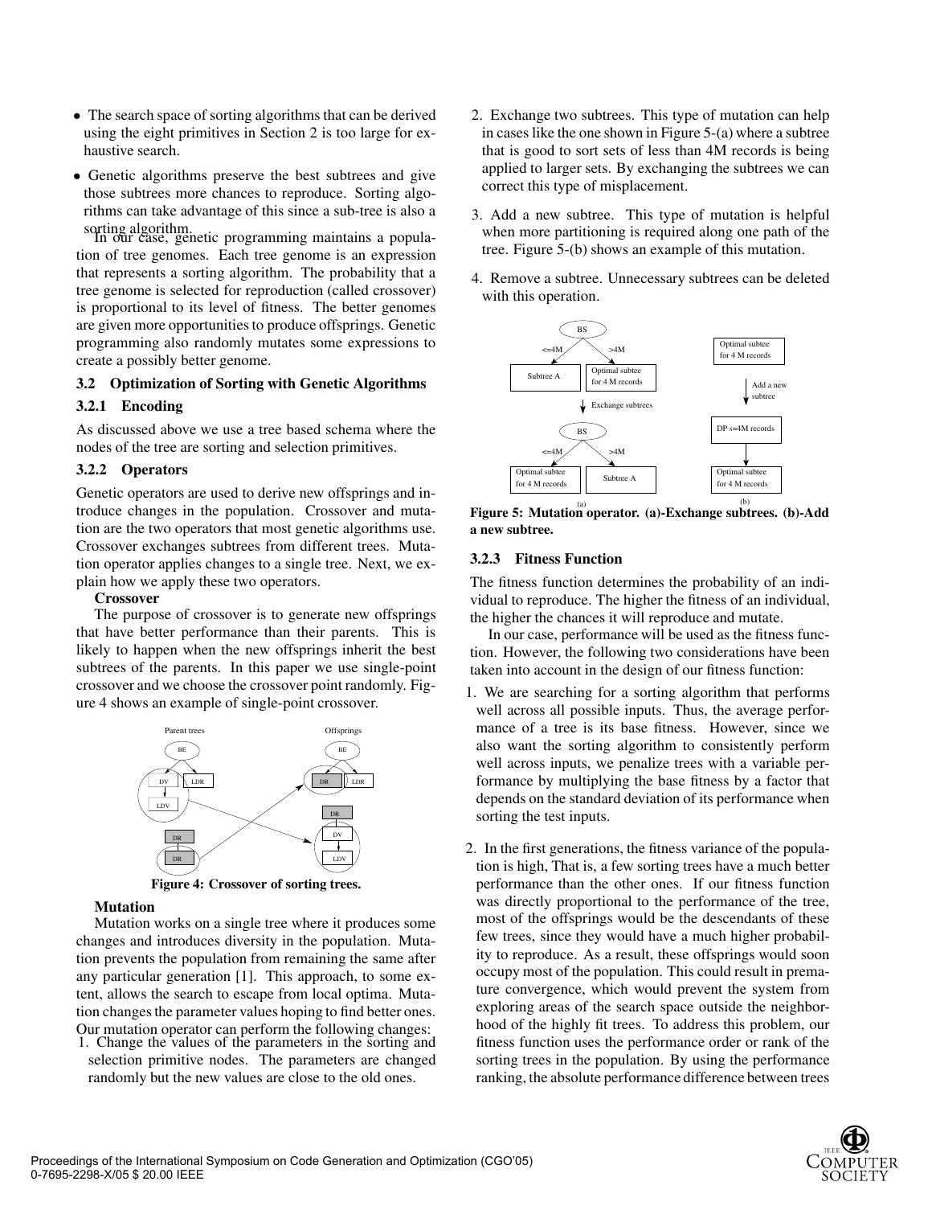- The search space of sorting algorithms that can be derived using the eight primitives in Section 2 is too large for exhaustive search.
- Genetic algorithms preserve the best subtrees and give those subtrees more chances to reproduce. Sorting algorithms can take advantage of this since a sub-tree is also a sorting algorithm.

In our case, genetic programming maintains a population of tree genomes. Each tree genome is an expression that represents a sorting algorithm. The probability that a tree genome is selected for reproduction (called crossover) is proportional to its level of fitness. The better genomes are given more opportunities to produce offsprings. Genetic programming also randomly mutates some expressions to create a possibly better genome.

### 3.2 Optimization of Sorting with Genetic Algorithms

#### 3.2.1 Encoding

As discussed above we use a tree based schema where the nodes of the tree are sorting and selection primitives.

#### 3.2.2 Operators

Genetic operators are used to derive new offsprings and introduce changes in the population. Crossover and mutation are the two operators that most genetic algorithms use. Crossover exchanges subtrees from different trees. Mutation operator applies changes to a single tree. Next, we explain how we apply these two operators.

**Crossover**

The purpose of crossover is to generate new offsprings that have better performance than their parents. This is likely to happen when the new offsprings inherit the best subtrees of the parents. In this paper we use single-point crossover and we choose the crossover point randomly. Figure 4 shows an example of single-point crossover.

**Figure 4: Crossover of sorting trees.**

**Mutation**

Mutation works on a single tree where it produces some changes and introduces diversity in the population. Mutation prevents the population from remaining the same after any particular generation [1]. This approach, to some extent, allows the search to escape from local optima. Mutation changes the parameter values hoping to find better ones. Our mutation operator can perform the following changes:

1. Change the values of the parameters in the sorting and selection primitive nodes. The parameters are changed randomly but the new values are close to the old ones.
2. Exchange two subtrees. This type of mutation can help in cases like the one shown in Figure 5-(a) where a subtree that is good to sort sets of less than 4M records is being applied to larger sets. By exchanging the subtrees we can correct this type of misplacement.
3. Add a new subtree. This type of mutation is helpful when more partitioning is required along one path of the tree. Figure 5-(b) shows an example of this mutation.
4. Remove a subtree. Unnecessary subtrees can be deleted with this operation.

**Figure 5: Mutation operator. (a)-Exchange subtrees. (b)-Add a new subtree.**

#### 3.2.3 Fitness Function

The fitness function determines the probability of an individual to reproduce. The higher the fitness of an individual, the higher the chances it will reproduce and mutate.

In our case, performance will be used as the fitness function. However, the following two considerations have been taken into account in the design of our fitness function:

1. We are searching for a sorting algorithm that performs well across all possible inputs. Thus, the average performance of a tree is its base fitness. However, since we also want the sorting algorithm to consistently perform well across inputs, we penalize trees with a variable performance by multiplying the base fitness by a factor that depends on the standard deviation of its performance when sorting the test inputs.
2. In the first generations, the fitness variance of the population is high, That is, a few sorting trees have a much better performance than the other ones. If our fitness function was directly proportional to the performance of the tree, most of the offsprings would be the descendants of these few trees, since they would have a much higher probability to reproduce. As a result, these offsprings would soon occupy most of the population. This could result in premature convergence, which would prevent the system from exploring areas of the search space outside the neighborhood of the highly fit trees. To address this problem, our fitness function uses the performance order or rank of the sorting trees in the population. By using the performance ranking, the absolute performance difference between trees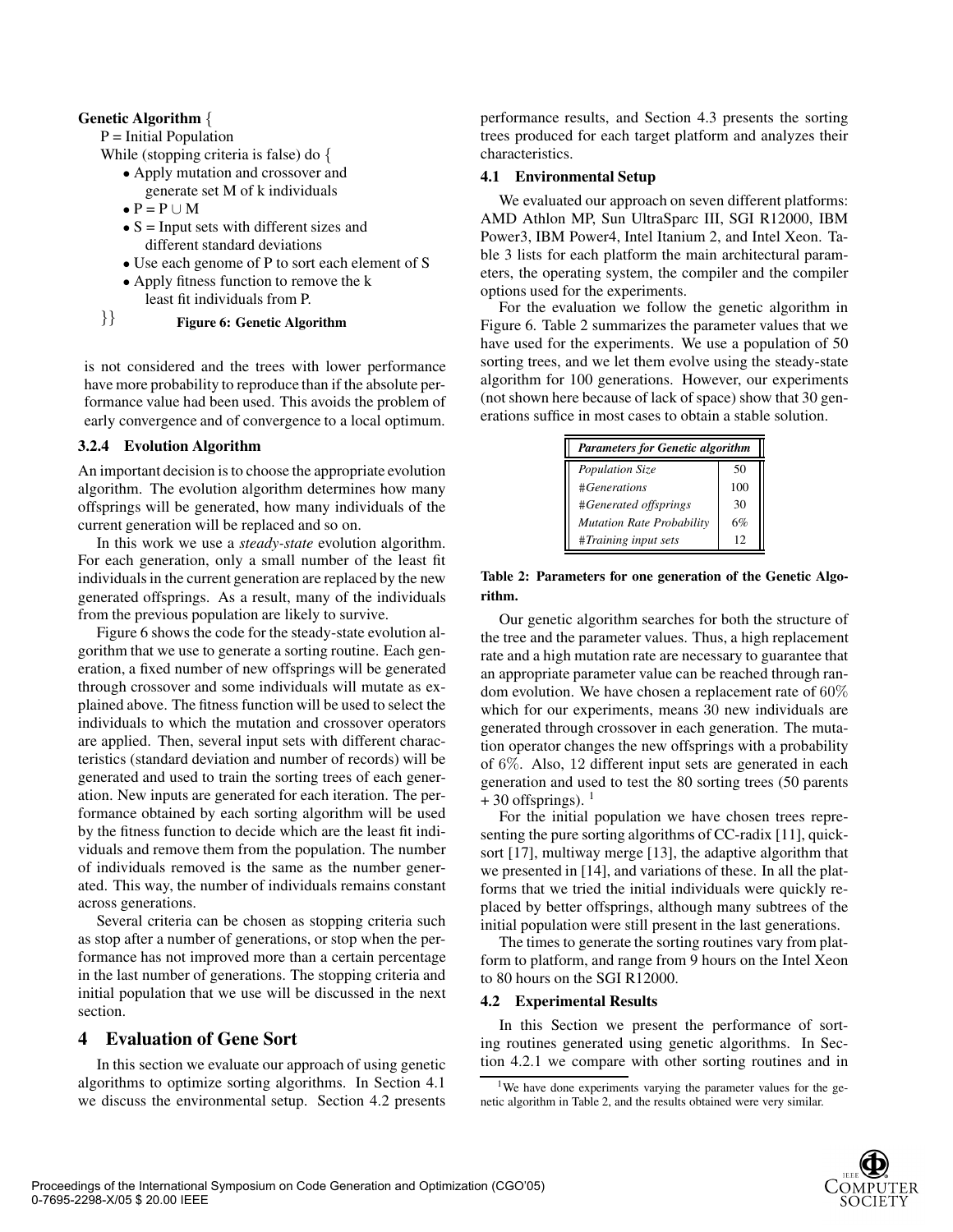**Genetic Algorithm** {

P = Initial Population

While (stopping criteria is false) do {

- Apply mutation and crossover and generate set M of k individuals
- P = P ∪ M
- S = Input sets with different sizes and different standard deviations
- Use each genome of P to sort each element of S
- Apply fitness function to remove the k least fit individuals from P.

}}

**Figure 6: Genetic Algorithm**

is not considered and the trees with lower performance have more probability to reproduce than if the absolute performance value had been used. This avoids the problem of early convergence and of convergence to a local optimum.

#### 3.2.4 Evolution Algorithm

An important decision is to choose the appropriate evolution algorithm. The evolution algorithm determines how many offsprings will be generated, how many individuals of the current generation will be replaced and so on.

In this work we use a *steady-state* evolution algorithm. For each generation, only a small number of the least fit individuals in the current generation are replaced by the new generated offsprings. As a result, many of the individuals from the previous population are likely to survive.

Figure 6 shows the code for the steady-state evolution algorithm that we use to generate a sorting routine. Each generation, a fixed number of new offsprings will be generated through crossover and some individuals will mutate as explained above. The fitness function will be used to select the individuals to which the mutation and crossover operators are applied. Then, several input sets with different characteristics (standard deviation and number of records) will be generated and used to train the sorting trees of each generation. New inputs are generated for each iteration. The performance obtained by each sorting algorithm will be used by the fitness function to decide which are the least fit individuals and remove them from the population. The number of individuals removed is the same as the number generated. This way, the number of individuals remains constant across generations.

Several criteria can be chosen as stopping criteria such as stop after a number of generations, or stop when the performance has not improved more than a certain percentage in the last number of generations. The stopping criteria and initial population that we use will be discussed in the next section.

## 4 Evaluation of Gene Sort

In this section we evaluate our approach of using genetic algorithms to optimize sorting algorithms. In Section 4.1 we discuss the environmental setup. Section 4.2 presents performance results, and Section 4.3 presents the sorting trees produced for each target platform and analyzes their characteristics.

### 4.1 Environmental Setup

We evaluated our approach on seven different platforms: AMD Athlon MP, Sun UltraSparc III, SGI R12000, IBM Power3, IBM Power4, Intel Itanium 2, and Intel Xeon. Table 3 lists for each platform the main architectural parameters, the operating system, the compiler and the compiler options used for the experiments.

For the evaluation we follow the genetic algorithm in Figure 6. Table 2 summarizes the parameter values that we have used for the experiments. We use a population of 50 sorting trees, and we let them evolve using the steady-state algorithm for 100 generations. However, our experiments (not shown here because of lack of space) show that 30 generations suffice in most cases to obtain a stable solution.

| *Parameters for Genetic algorithm* | |
|---|---|
| *Population Size* | 50 |
| *#Generations* | 100 |
| *#Generated offsprings* | 30 |
| *Mutation Rate Probability* | 6% |
| *#Training input sets* | 12 |

**Table 2: Parameters for one generation of the Genetic Algorithm.**

Our genetic algorithm searches for both the structure of the tree and the parameter values. Thus, a high replacement rate and a high mutation rate are necessary to guarantee that an appropriate parameter value can be reached through random evolution. We have chosen a replacement rate of 60% which for our experiments, means 30 new individuals are generated through crossover in each generation. The mutation operator changes the new offsprings with a probability of 6%. Also, 12 different input sets are generated in each generation and used to test the 80 sorting trees (50 parents + 30 offsprings). [1]

For the initial population we have chosen trees representing the pure sorting algorithms of CC-radix [11], quicksort [17], multiway merge [13], the adaptive algorithm that we presented in [14], and variations of these. In all the platforms that we tried the initial individuals were quickly replaced by better offsprings, although many subtrees of the initial population were still present in the last generations.

The times to generate the sorting routines vary from platform to platform, and range from 9 hours on the Intel Xeon to 80 hours on the SGI R12000.

### 4.2 Experimental Results

In this Section we present the performance of sorting routines generated using genetic algorithms. In Section 4.2.1 we compare with other sorting routines and in

[1] We have done experiments varying the parameter values for the genetic algorithm in Table 2, and the results obtained were very similar.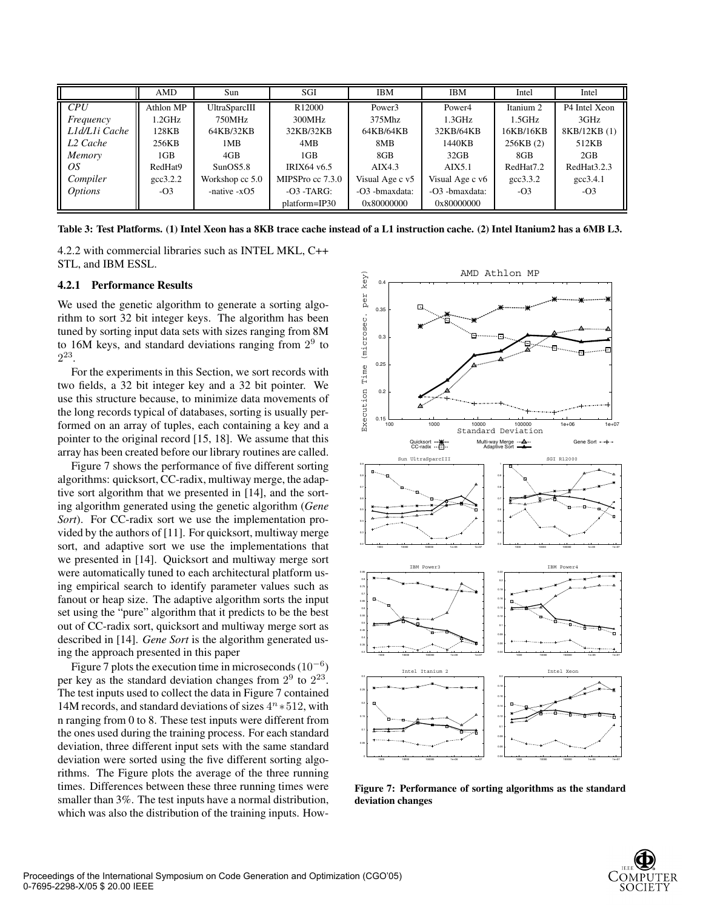| | AMD | Sun | SGI | IBM | IBM | Intel | Intel |
|---|---|---|---|---|---|---|---|
| *CPU* | Athlon MP | UltraSparcIII | R12000 | Power3 | Power4 | Itanium 2 | P4 Intel Xeon |
| *Frequency* | 1.2GHz | 750MHz | 300MHz | 375Mhz | 1.3GHz | 1.5GHz | 3GHz |
| *L1d/L1i Cache* | 128KB | 64KB/32KB | 32KB/32KB | 64KB/64KB | 32KB/64KB | 16KB/16KB | 8KB/12KB (1) |
| *L2 Cache* | 256KB | 1MB | 4MB | 8MB | 1440KB | 256KB (2) | 512KB |
| *Memory* | 1GB | 4GB | 1GB | 8GB | 32GB | 8GB | 2GB |
| *OS* | RedHat9 | SunOS5.8 | IRIX64 v6.5 | AIX4.3 | AIX5.1 | RedHat7.2 | RedHat3.2.3 |
| *Compiler* | gcc3.2.2 | Workshop cc 5.0 | MIPSPro cc 7.3.0 | Visual Age c v5 | Visual Age c v6 | gcc3.3.2 | gcc3.4.1 |
| *Options* | -O3 | -native -xO5 | -O3 -TARG: platform=IP30 | -O3 -bmaxdata: 0x80000000 | -O3 -bmaxdata: 0x80000000 | -O3 | -O3 |

**Table 3: Test Platforms. (1) Intel Xeon has a 8KB trace cache instead of a L1 instruction cache. (2) Intel Itanium2 has a 6MB L3.**

4.2.2 with commercial libraries such as INTEL MKL, C++ STL, and IBM ESSL.

### 4.2.1 Performance Results

We used the genetic algorithm to generate a sorting algorithm to sort 32 bit integer keys. The algorithm has been tuned by sorting input data sets with sizes ranging from 8M to 16M keys, and standard deviations ranging from $2^9$ to $2^{23}$.

For the experiments in this Section, we sort records with two fields, a 32 bit integer key and a 32 bit pointer. We use this structure because, to minimize data movements of the long records typical of databases, sorting is usually performed on an array of tuples, each containing a key and a pointer to the original record [15, 18]. We assume that this array has been created before our library routines are called.

Figure 7 shows the performance of five different sorting algorithms: quicksort, CC-radix, multiway merge, the adaptive sort algorithm that we presented in [14], and the sorting algorithm generated using the genetic algorithm (*Gene Sort*). For CC-radix sort we use the implementation provided by the authors of [11]. For quicksort, multiway merge sort, and adaptive sort we use the implementations that we presented in [14]. Quicksort and multiway merge sort were automatically tuned to each architectural platform using empirical search to identify parameter values such as fanout or heap size. The adaptive algorithm sorts the input set using the "pure" algorithm that it predicts to be the best out of CC-radix sort, quicksort and multiway merge sort as described in [14]. *Gene Sort* is the algorithm generated using the approach presented in this paper

Figure 7 plots the execution time in microseconds ($10^{-6}$) per key as the standard deviation changes from $2^9$ to $2^{23}$. The test inputs used to collect the data in Figure 7 contained 14M records, and standard deviations of sizes $4^n * 512$, with n ranging from 0 to 8. These test inputs were different from the ones used during the training process. For each standard deviation, three different input sets with the same standard deviation were sorted using the five different sorting algorithms. The Figure plots the average of the three running times. Differences between these three running times were smaller than 3%. The test inputs have a normal distribution, which was also the distribution of the training inputs. How-

**Figure 7: Performance of sorting algorithms as the standard deviation changes**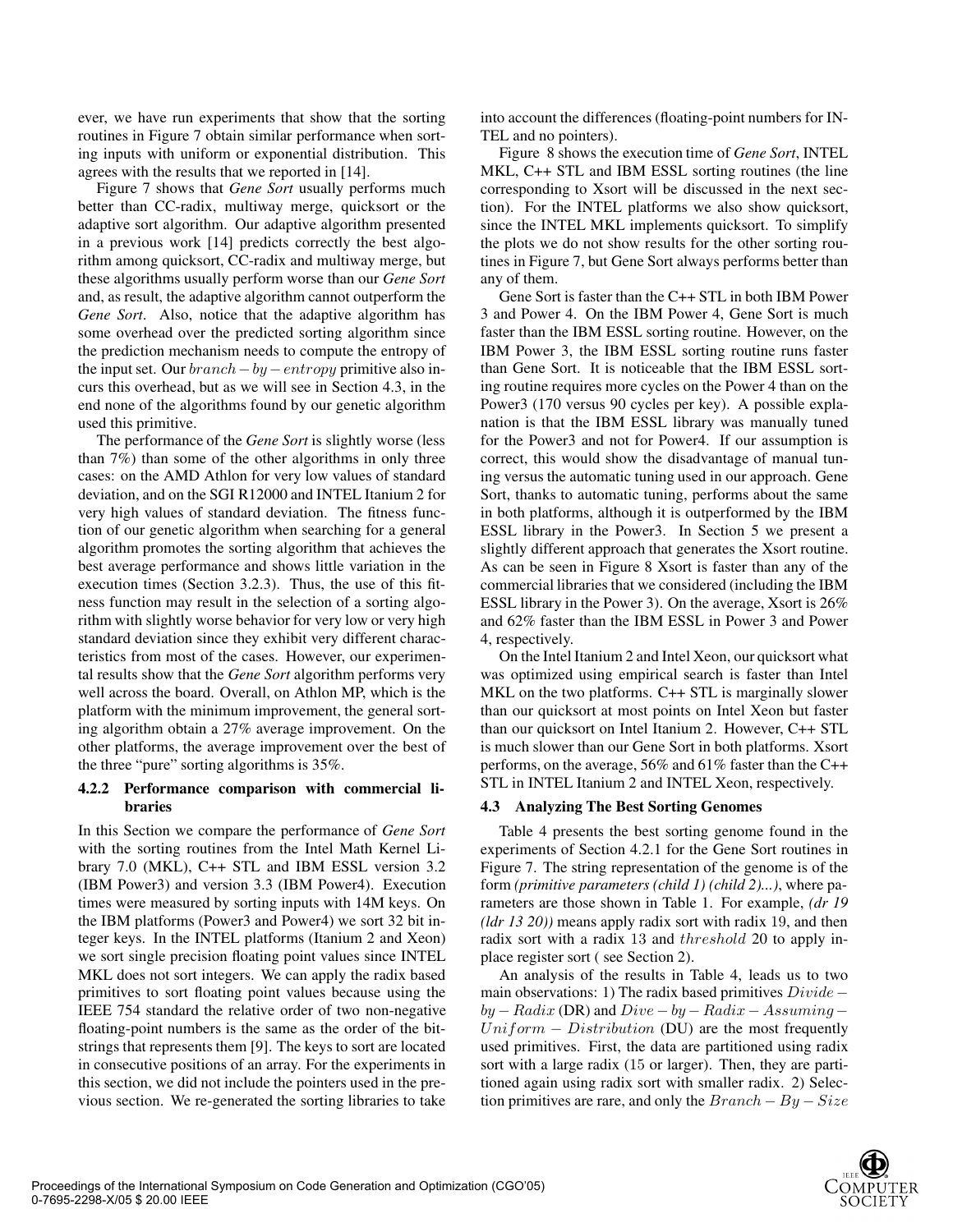ever, we have run experiments that show that the sorting routines in Figure 7 obtain similar performance when sorting inputs with uniform or exponential distribution. This agrees with the results that we reported in [14].

Figure 7 shows that *Gene Sort* usually performs much better than CC-radix, multiway merge, quicksort or the adaptive sort algorithm. Our adaptive algorithm presented in a previous work [14] predicts correctly the best algorithm among quicksort, CC-radix and multiway merge, but these algorithms usually perform worse than our *Gene Sort* and, as result, the adaptive algorithm cannot outperform the *Gene Sort*. Also, notice that the adaptive algorithm has some overhead over the predicted sorting algorithm since the prediction mechanism needs to compute the entropy of the input set. Our $branch-by-entropy$ primitive also incurs this overhead, but as we will see in Section 4.3, in the end none of the algorithms found by our genetic algorithm used this primitive.

The performance of the *Gene Sort* is slightly worse (less than 7%) than some of the other algorithms in only three cases: on the AMD Athlon for very low values of standard deviation, and on the SGI R12000 and INTEL Itanium 2 for very high values of standard deviation. The fitness function of our genetic algorithm when searching for a general algorithm promotes the sorting algorithm that achieves the best average performance and shows little variation in the execution times (Section 3.2.3). Thus, the use of this fitness function may result in the selection of a sorting algorithm with slightly worse behavior for very low or very high standard deviation since they exhibit very different characteristics from most of the cases. However, our experimental results show that the *Gene Sort* algorithm performs very well across the board. Overall, on Athlon MP, which is the platform with the minimum improvement, the general sorting algorithm obtain a 27% average improvement. On the other platforms, the average improvement over the best of the three "pure" sorting algorithms is 35%.

#### 4.2.2 Performance comparison with commercial libraries

In this Section we compare the performance of *Gene Sort* with the sorting routines from the Intel Math Kernel Library 7.0 (MKL), C++ STL and IBM ESSL version 3.2 (IBM Power3) and version 3.3 (IBM Power4). Execution times were measured by sorting inputs with 14M keys. On the IBM platforms (Power3 and Power4) we sort 32 bit integer keys. In the INTEL platforms (Itanium 2 and Xeon) we sort single precision floating point values since INTEL MKL does not sort integers. We can apply the radix based primitives to sort floating point values because using the IEEE 754 standard the relative order of two non-negative floating-point numbers is the same as the order of the bitstrings that represents them [9]. The keys to sort are located in consecutive positions of an array. For the experiments in this section, we did not include the pointers used in the previous section. We re-generated the sorting libraries to take into account the differences (floating-point numbers for INTEL and no pointers).

Figure 8 shows the execution time of *Gene Sort*, INTEL MKL, C++ STL and IBM ESSL sorting routines (the line corresponding to Xsort will be discussed in the next section). For the INTEL platforms we also show quicksort, since the INTEL MKL implements quicksort. To simplify the plots we do not show results for the other sorting routines in Figure 7, but Gene Sort always performs better than any of them.

Gene Sort is faster than the C++ STL in both IBM Power 3 and Power 4. On the IBM Power 4, Gene Sort is much faster than the IBM ESSL sorting routine. However, on the IBM Power 3, the IBM ESSL sorting routine runs faster than Gene Sort. It is noticeable that the IBM ESSL sorting routine requires more cycles on the Power 4 than on the Power3 (170 versus 90 cycles per key). A possible explanation is that the IBM ESSL library was manually tuned for the Power3 and not for Power4. If our assumption is correct, this would show the disadvantage of manual tuning versus the automatic tuning used in our approach. Gene Sort, thanks to automatic tuning, performs about the same in both platforms, although it is outperformed by the IBM ESSL library in the Power3. In Section 5 we present a slightly different approach that generates the Xsort routine. As can be seen in Figure 8 Xsort is faster than any of the commercial libraries that we considered (including the IBM ESSL library in the Power 3). On the average, Xsort is 26% and 62% faster than the IBM ESSL in Power 3 and Power 4, respectively.

On the Intel Itanium 2 and Intel Xeon, our quicksort what was optimized using empirical search is faster than Intel MKL on the two platforms. C++ STL is marginally slower than our quicksort at most points on Intel Xeon but faster than our quicksort on Intel Itanium 2. However, C++ STL is much slower than our Gene Sort in both platforms. Xsort performs, on the average, 56% and 61% faster than the C++ STL in INTEL Itanium 2 and INTEL Xeon, respectively.

### 4.3 Analyzing The Best Sorting Genomes

Table 4 presents the best sorting genome found in the experiments of Section 4.2.1 for the Gene Sort routines in Figure 7. The string representation of the genome is of the form *(primitive parameters (child 1) (child 2)...)*, where parameters are those shown in Table 1. For example, *(dr 19 (ldr 13 20))* means apply radix sort with radix 19, and then radix sort with a radix 13 and $threshold$ 20 to apply in-place register sort ( see Section 2).

An analysis of the results in Table 4, leads us to two main observations: 1) The radix based primitives $Divide-by-Radix$ (DR) and $Dive-by-Radix-Assuming-Uniform-Distribution$ (DU) are the most frequently used primitives. First, the data are partitioned using radix sort with a large radix (15 or larger). Then, they are partitioned again using radix sort with smaller radix. 2) Selection primitives are rare, and only the $Branch-By-Size$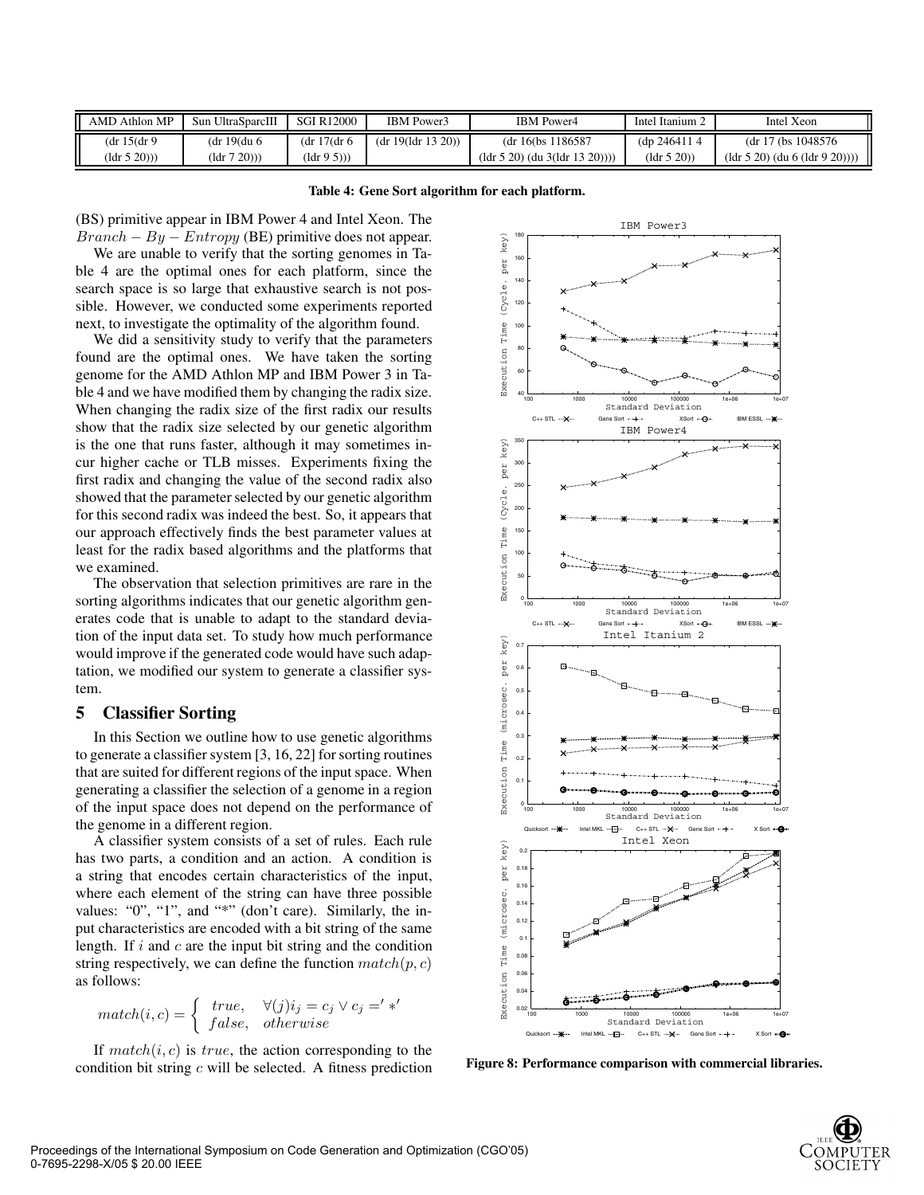| AMD Athlon MP | Sun UltraSparcIII | SGI R12000 | IBM Power3 | IBM Power4 | Intel Itanium 2 | Intel Xeon |
|---|---|---|---|---|---|---|
| (dr 15(dr 9 (ldr 5 20))) | (dr 19(du 6 (ldr 7 20))) | (dr 17(dr 6 (ldr 9 5))) | (dr 19(ldr 13 20)) | (dr 16(bs 1186587 (ldr 5 20) (du 3(ldr 13 20)))) | (dp 246411 4 (ldr 5 20)) | (dr 17 (bs 1048576 (ldr 5 20) (du 6 (ldr 9 20)))) |

**Table 4: Gene Sort algorithm for each platform.**

(BS) primitive appear in IBM Power 4 and Intel Xeon. The $Branch - By - Entropy$ (BE) primitive does not appear.

We are unable to verify that the sorting genomes in Table 4 are the optimal ones for each platform, since the search space is so large that exhaustive search is not possible. However, we conducted some experiments reported next, to investigate the optimality of the algorithm found.

We did a sensitivity study to verify that the parameters found are the optimal ones. We have taken the sorting genome for the AMD Athlon MP and IBM Power 3 in Table 4 and we have modified them by changing the radix size. When changing the radix size of the first radix our results show that the radix size selected by our genetic algorithm is the one that runs faster, although it may sometimes incur higher cache or TLB misses. Experiments fixing the first radix and changing the value of the second radix also showed that the parameter selected by our genetic algorithm for this second radix was indeed the best. So, it appears that our approach effectively finds the best parameter values at least for the radix based algorithms and the platforms that we examined.

The observation that selection primitives are rare in the sorting algorithms indicates that our genetic algorithm generates code that is unable to adapt to the standard deviation of the input data set. To study how much performance would improve if the generated code would have such adaptation, we modified our system to generate a classifier system.

## 5 Classifier Sorting

In this Section we outline how to use genetic algorithms to generate a classifier system [3, 16, 22] for sorting routines that are suited for different regions of the input space. When generating a classifier the selection of a genome in a region of the input space does not depend on the performance of the genome in a different region.

A classifier system consists of a set of rules. Each rule has two parts, a condition and an action. A condition is a string that encodes certain characteristics of the input, where each element of the string can have three possible values: "0", "1", and "*" (don't care). Similarly, the input characteristics are encoded with a bit string of the same length. If $i$ and $c$ are the input bit string and the condition string respectively, we can define the function $match(p, c)$ as follows:

$$match(i, c) = \begin{cases} true, & \forall(j) i_j = c_j \vee c_j =' *' \\ false, & otherwise \end{cases}$$

If $match(i, c)$ is $true$, the action corresponding to the condition bit string $c$ will be selected. A fitness prediction

**Figure 8: Performance comparison with commercial libraries.**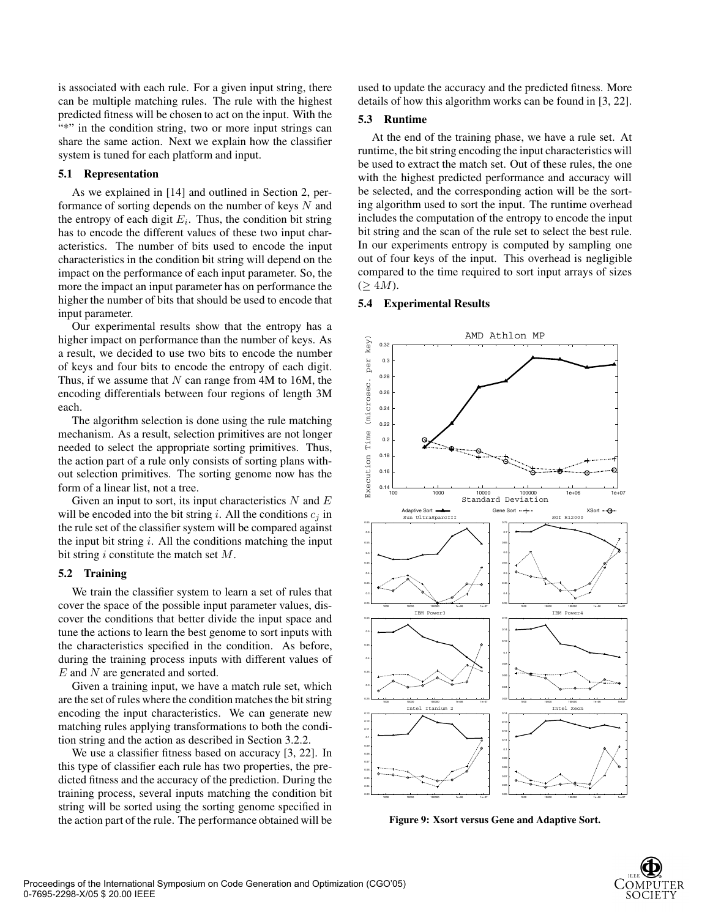is associated with each rule. For a given input string, there can be multiple matching rules. The rule with the highest predicted fitness will be chosen to act on the input. With the "*" in the condition string, two or more input strings can share the same action. Next we explain how the classifier system is tuned for each platform and input.

### 5.1 Representation

As we explained in [14] and outlined in Section 2, performance of sorting depends on the number of keys $N$ and the entropy of each digit $E_i$. Thus, the condition bit string has to encode the different values of these two input characteristics. The number of bits used to encode the input characteristics in the condition bit string will depend on the impact on the performance of each input parameter. So, the more the impact an input parameter has on performance the higher the number of bits that should be used to encode that input parameter.

Our experimental results show that the entropy has a higher impact on performance than the number of keys. As a result, we decided to use two bits to encode the number of keys and four bits to encode the entropy of each digit. Thus, if we assume that $N$ can range from 4M to 16M, the encoding differentials between four regions of length 3M each.

The algorithm selection is done using the rule matching mechanism. As a result, selection primitives are not longer needed to select the appropriate sorting primitives. Thus, the action part of a rule only consists of sorting plans without selection primitives. The sorting genome now has the form of a linear list, not a tree.

Given an input to sort, its input characteristics $N$ and $E$ will be encoded into the bit string $i$. All the conditions $c_j$ in the rule set of the classifier system will be compared against the input bit string $i$. All the conditions matching the input bit string $i$ constitute the match set $M$.

### 5.2 Training

We train the classifier system to learn a set of rules that cover the space of the possible input parameter values, discover the conditions that better divide the input space and tune the actions to learn the best genome to sort inputs with the characteristics specified in the condition. As before, during the training process inputs with different values of $E$ and $N$ are generated and sorted.

Given a training input, we have a match rule set, which are the set of rules where the condition matches the bit string encoding the input characteristics. We can generate new matching rules applying transformations to both the condition string and the action as described in Section 3.2.2.

We use a classifier fitness based on accuracy [3, 22]. In this type of classifier each rule has two properties, the predicted fitness and the accuracy of the prediction. During the training process, several inputs matching the condition bit string will be sorted using the sorting genome specified in the action part of the rule. The performance obtained will be used to update the accuracy and the predicted fitness. More details of how this algorithm works can be found in [3, 22].

### 5.3 Runtime

At the end of the training phase, we have a rule set. At runtime, the bit string encoding the input characteristics will be used to extract the match set. Out of these rules, the one with the highest predicted performance and accuracy will be selected, and the corresponding action will be the sorting algorithm used to sort the input. The runtime overhead includes the computation of the entropy to encode the input bit string and the scan of the rule set to select the best rule. In our experiments entropy is computed by sampling one out of four keys of the input. This overhead is negligible compared to the time required to sort input arrays of sizes ($\geq 4M$).

### 5.4 Experimental Results

AMD Athlon MP

Execution Time (microsec. per key)

Standard Deviation

Adaptive Sort    Gene Sort    XSort

Sun UltraSparcIII

SGI R12000

IBM Power3

IBM Power4

Intel Itanium 2

Intel Xeon

**Figure 9: Xsort versus Gene and Adaptive Sort.**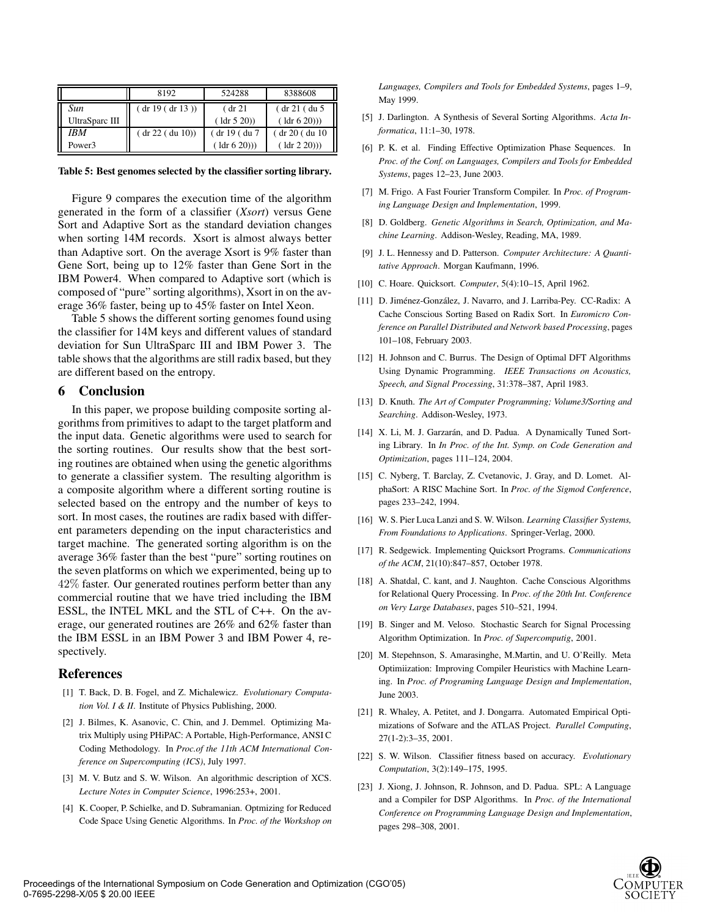| | 8192 | 524288 | 8388608 |
|---|---|---|---|
| *Sun* UltraSparc III | ( dr 19 ( dr 13 )) | ( dr 21 ( ldr 5 20)) | ( dr 21 ( du 5 ( ldr 6 20))) |
| *IBM* Power3 | ( dr 22 ( du 10)) | ( dr 19 ( du 7 ( ldr 6 20))) | ( dr 20 ( du 10 ( ldr 2 20))) |

**Table 5: Best genomes selected by the classifier sorting library.**

Figure 9 compares the execution time of the algorithm generated in the form of a classifier (*Xsort*) versus Gene Sort and Adaptive Sort as the standard deviation changes when sorting 14M records. Xsort is almost always better than Adaptive sort. On the average Xsort is 9% faster than Gene Sort, being up to 12% faster than Gene Sort in the IBM Power4. When compared to Adaptive sort (which is composed of "pure" sorting algorithms), Xsort in on the average 36% faster, being up to 45% faster on Intel Xeon.

Table 5 shows the different sorting genomes found using the classifier for 14M keys and different values of standard deviation for Sun UltraSparc III and IBM Power 3. The table shows that the algorithms are still radix based, but they are different based on the entropy.

## 6 Conclusion

In this paper, we propose building composite sorting algorithms from primitives to adapt to the target platform and the input data. Genetic algorithms were used to search for the sorting routines. Our results show that the best sorting routines are obtained when using the genetic algorithms to generate a classifier system. The resulting algorithm is a composite algorithm where a different sorting routine is selected based on the entropy and the number of keys to sort. In most cases, the routines are radix based with different parameters depending on the input characteristics and target machine. The generated sorting algorithm is on the average 36% faster than the best "pure" sorting routines on the seven platforms on which we experimented, being up to $42\%$ faster. Our generated routines perform better than any commercial routine that we have tried including the IBM ESSL, the INTEL MKL and the STL of C++. On the average, our generated routines are 26% and 62% faster than the IBM ESSL in an IBM Power 3 and IBM Power 4, respectively.

## References

[1] T. Back, D. B. Fogel, and Z. Michalewicz. *Evolutionary Computation Vol. I & II*. Institute of Physics Publishing, 2000.

[2] J. Bilmes, K. Asanovic, C. Chin, and J. Demmel. Optimizing Matrix Multiply using PHiPAC: A Portable, High-Performance, ANSI C Coding Methodology. In *Proc.of the 11th ACM International Conference on Supercomputing (ICS)*, July 1997.

[3] M. V. Butz and S. W. Wilson. An algorithmic description of XCS. *Lecture Notes in Computer Science*, 1996:253+, 2001.

[4] K. Cooper, P. Schielke, and D. Subramanian. Optmizing for Reduced Code Space Using Genetic Algorithms. In *Proc. of the Workshop on Languages, Compilers and Tools for Embedded Systems*, pages 1–9, May 1999.

[5] J. Darlington. A Synthesis of Several Sorting Algorithms. *Acta Informatica*, 11:1–30, 1978.

[6] P. K. et al. Finding Effective Optimization Phase Sequences. In *Proc. of the Conf. on Languages, Compilers and Tools for Embedded Systems*, pages 12–23, June 2003.

[7] M. Frigo. A Fast Fourier Transform Compiler. In *Proc. of Programing Language Design and Implementation*, 1999.

[8] D. Goldberg. *Genetic Algorithms in Search, Optimization, and Machine Learning*. Addison-Wesley, Reading, MA, 1989.

[9] J. L. Hennessy and D. Patterson. *Computer Architecture: A Quantitative Approach*. Morgan Kaufmann, 1996.

[10] C. Hoare. Quicksort. *Computer*, 5(4):10–15, April 1962.

[11] D. Jiménez-González, J. Navarro, and J. Larriba-Pey. CC-Radix: A Cache Conscious Sorting Based on Radix Sort. In *Euromicro Conference on Parallel Distributed and Network based Processing*, pages 101–108, February 2003.

[12] H. Johnson and C. Burrus. The Design of Optimal DFT Algorithms Using Dynamic Programming. *IEEE Transactions on Acoustics, Speech, and Signal Processing*, 31:378–387, April 1983.

[13] D. Knuth. *The Art of Computer Programming; Volume3/Sorting and Searching*. Addison-Wesley, 1973.

[14] X. Li, M. J. Garzarán, and D. Padua. A Dynamically Tuned Sorting Library. In *In Proc. of the Int. Symp. on Code Generation and Optimization*, pages 111–124, 2004.

[15] C. Nyberg, T. Barclay, Z. Cvetanovic, J. Gray, and D. Lomet. AlphaSort: A RISC Machine Sort. In *Proc. of the Sigmod Conference*, pages 233–242, 1994.

[16] W. S. Pier Luca Lanzi and S. W. Wilson. *Learning Classifier Systems, From Foundations to Applications*. Springer-Verlag, 2000.

[17] R. Sedgewick. Implementing Quicksort Programs. *Communications of the ACM*, 21(10):847–857, October 1978.

[18] A. Shatdal, C. kant, and J. Naughton. Cache Conscious Algorithms for Relational Query Processing. In *Proc. of the 20th Int. Conference on Very Large Databases*, pages 510–521, 1994.

[19] B. Singer and M. Veloso. Stochastic Search for Signal Processing Algorithm Optimization. In *Proc. of Supercomputig*, 2001.

[20] M. Stepehnson, S. Amarasinghe, M.Martin, and U. O'Reilly. Meta Optimiization: Improving Compiler Heuristics with Machine Learning. In *Proc. of Programing Language Design and Implementation*, June 2003.

[21] R. Whaley, A. Petitet, and J. Dongarra. Automated Empirical Optimizations of Sofware and the ATLAS Project. *Parallel Computing*, 27(1-2):3–35, 2001.

[22] S. W. Wilson. Classifier fitness based on accuracy. *Evolutionary Computation*, 3(2):149–175, 1995.

[23] J. Xiong, J. Johnson, R. Johnson, and D. Padua. SPL: A Language and a Compiler for DSP Algorithms. In *Proc. of the International Conference on Programming Language Design and Implementation*, pages 298–308, 2001.